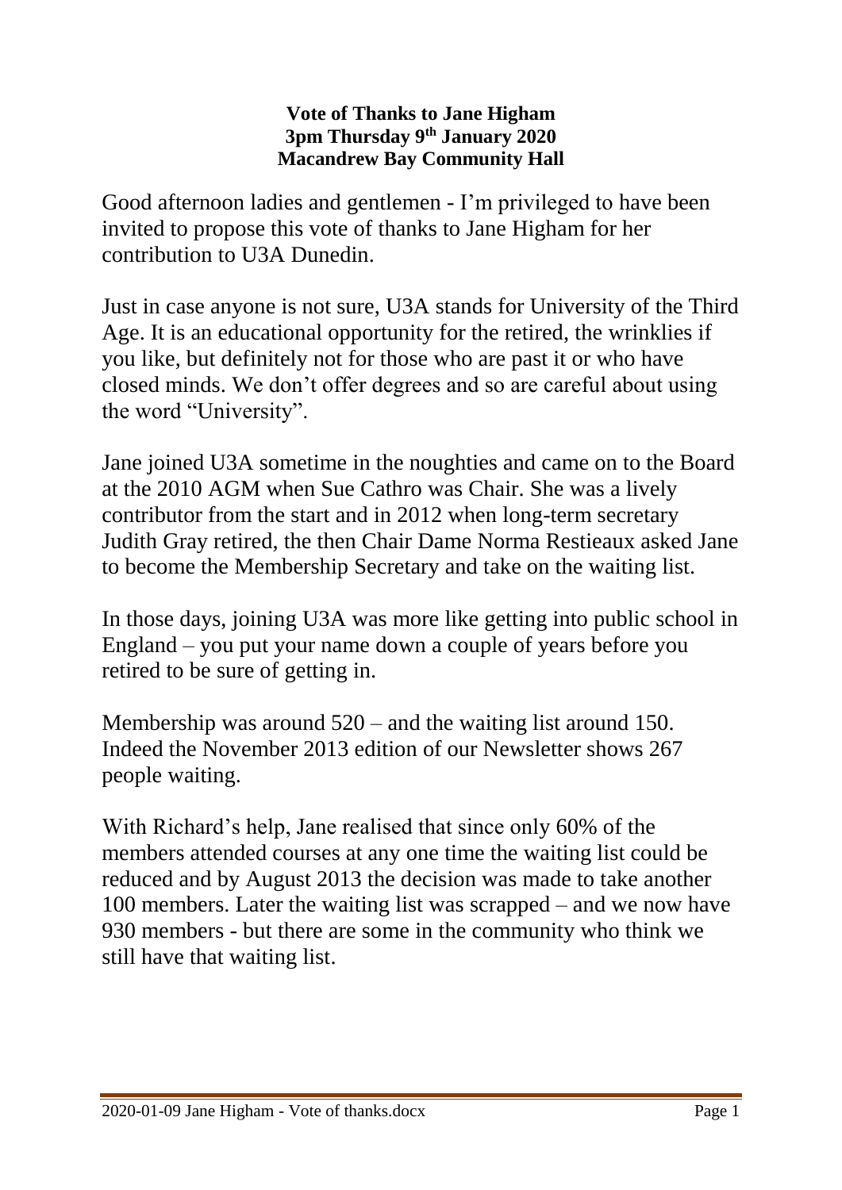**Vote of Thanks to Jane Higham**
**3pm Thursday 9th January 2020**
**Macandrew Bay Community Hall**

Good afternoon ladies and gentlemen - I'm privileged to have been invited to propose this vote of thanks to Jane Higham for her contribution to U3A Dunedin.

Just in case anyone is not sure, U3A stands for University of the Third Age. It is an educational opportunity for the retired, the wrinklies if you like, but definitely not for those who are past it or who have closed minds. We don't offer degrees and so are careful about using the word "University".

Jane joined U3A sometime in the noughties and came on to the Board at the 2010 AGM when Sue Cathro was Chair. She was a lively contributor from the start and in 2012 when long-term secretary Judith Gray retired, the then Chair Dame Norma Restieaux asked Jane to become the Membership Secretary and take on the waiting list.

In those days, joining U3A was more like getting into public school in England – you put your name down a couple of years before you retired to be sure of getting in.

Membership was around 520 – and the waiting list around 150. Indeed the November 2013 edition of our Newsletter shows 267 people waiting.

With Richard's help, Jane realised that since only 60% of the members attended courses at any one time the waiting list could be reduced and by August 2013 the decision was made to take another 100 members. Later the waiting list was scrapped – and we now have 930 members - but there are some in the community who think we still have that waiting list.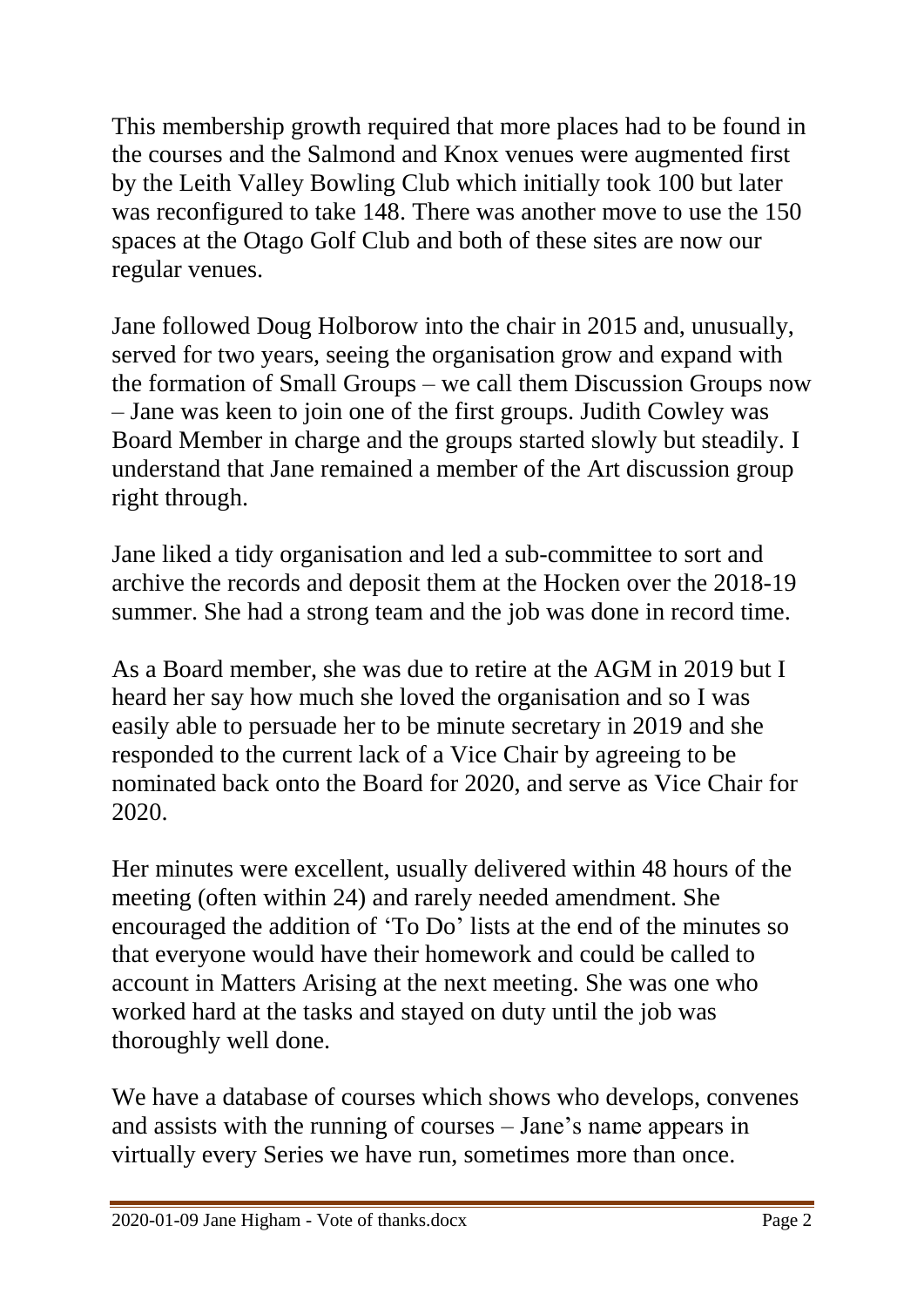This membership growth required that more places had to be found in the courses and the Salmond and Knox venues were augmented first by the Leith Valley Bowling Club which initially took 100 but later was reconfigured to take 148. There was another move to use the 150 spaces at the Otago Golf Club and both of these sites are now our regular venues.

Jane followed Doug Holborow into the chair in 2015 and, unusually, served for two years, seeing the organisation grow and expand with the formation of Small Groups – we call them Discussion Groups now – Jane was keen to join one of the first groups. Judith Cowley was Board Member in charge and the groups started slowly but steadily. I understand that Jane remained a member of the Art discussion group right through.

Jane liked a tidy organisation and led a sub-committee to sort and archive the records and deposit them at the Hocken over the 2018-19 summer. She had a strong team and the job was done in record time.

As a Board member, she was due to retire at the AGM in 2019 but I heard her say how much she loved the organisation and so I was easily able to persuade her to be minute secretary in 2019 and she responded to the current lack of a Vice Chair by agreeing to be nominated back onto the Board for 2020, and serve as Vice Chair for 2020.

Her minutes were excellent, usually delivered within 48 hours of the meeting (often within 24) and rarely needed amendment. She encouraged the addition of 'To Do' lists at the end of the minutes so that everyone would have their homework and could be called to account in Matters Arising at the next meeting. She was one who worked hard at the tasks and stayed on duty until the job was thoroughly well done.

We have a database of courses which shows who develops, convenes and assists with the running of courses – Jane's name appears in virtually every Series we have run, sometimes more than once.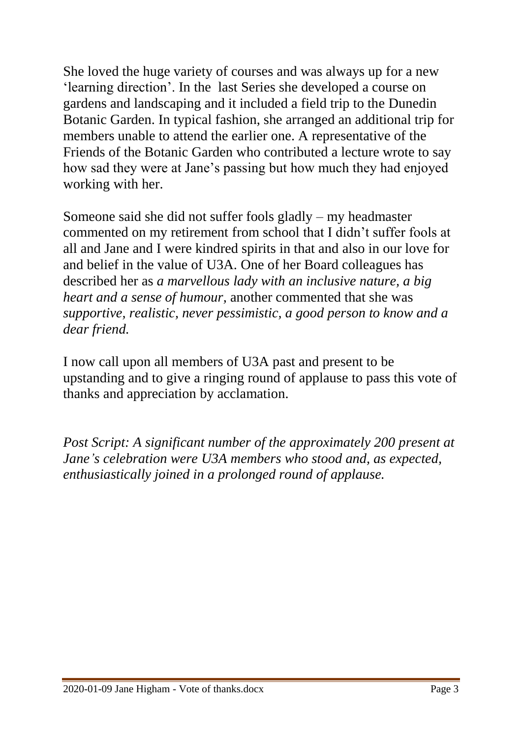She loved the huge variety of courses and was always up for a new 'learning direction'. In the last Series she developed a course on gardens and landscaping and it included a field trip to the Dunedin Botanic Garden. In typical fashion, she arranged an additional trip for members unable to attend the earlier one. A representative of the Friends of the Botanic Garden who contributed a lecture wrote to say how sad they were at Jane's passing but how much they had enjoyed working with her.

Someone said she did not suffer fools gladly – my headmaster commented on my retirement from school that I didn't suffer fools at all and Jane and I were kindred spirits in that and also in our love for and belief in the value of U3A. One of her Board colleagues has described her as *a marvellous lady with an inclusive nature, a big heart and a sense of humour,* another commented that she was *supportive, realistic, never pessimistic, a good person to know and a dear friend.*

I now call upon all members of U3A past and present to be upstanding and to give a ringing round of applause to pass this vote of thanks and appreciation by acclamation.

*Post Script: A significant number of the approximately 200 present at Jane's celebration were U3A members who stood and, as expected, enthusiastically joined in a prolonged round of applause.*